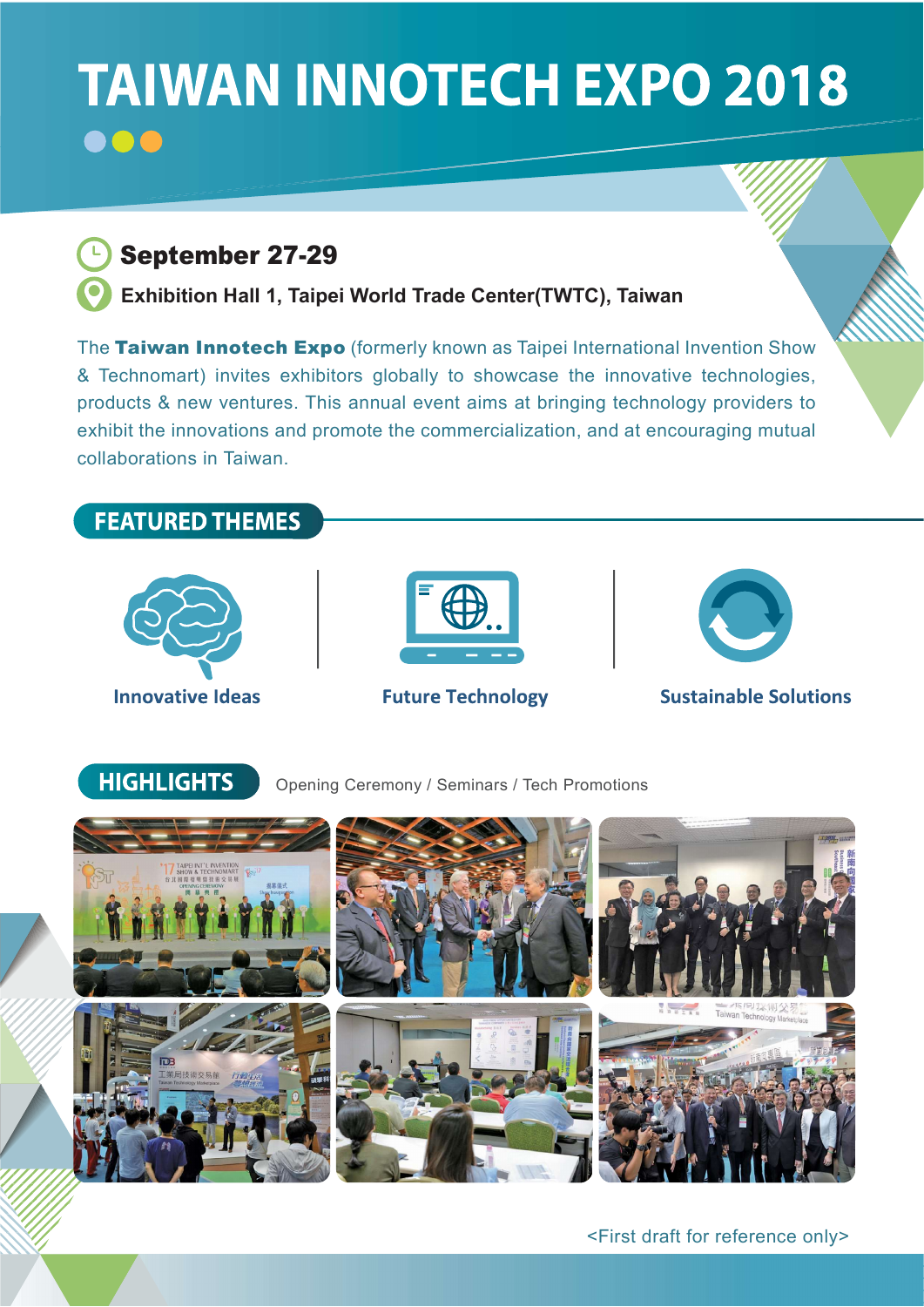# TAIWAN INNOTECH EXPO 2018

**September 27-29**

**Exhibition Hall 1, Taipei World Trade Center(TWTC), Taiwan**

The **Taiwan Innotech Expo** (formerly known as Taipei International Invention Show & Technomart) invites exhibitors globally to showcase the innovative technologies, products & new ventures. This annual event aims at bringing technology providers to exhibit the innovations and promote the commercialization, and at encouraging mutual collaborations in Taiwan.

## FEATURED THEMES

- Innovative Ideas
- Future Technology
- Sustainable Solutions

## HIGHLIGHTS

Opening Ceremony / Seminars / Tech Promotions

<First draft for reference only>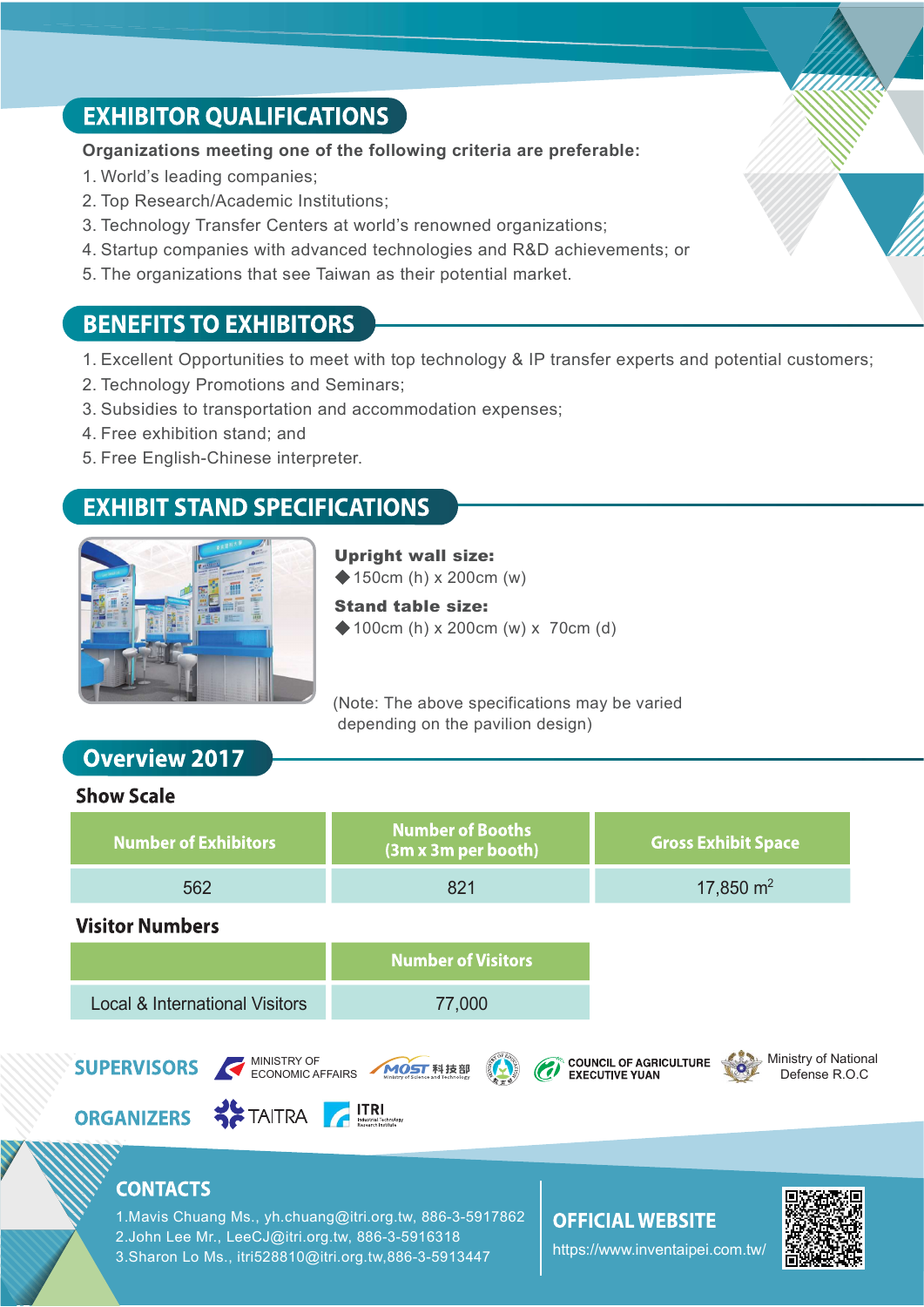## EXHIBITOR QUALIFICATIONS

**Organizations meeting one of the following criteria are preferable:**

1. World's leading companies;
2. Top Research/Academic Institutions;
3. Technology Transfer Centers at world's renowned organizations;
4. Startup companies with advanced technologies and R&D achievements; or
5. The organizations that see Taiwan as their potential market.

## BENEFITS TO EXHIBITORS

1. Excellent Opportunities to meet with top technology & IP transfer experts and potential customers;
2. Technology Promotions and Seminars;
3. Subsidies to transportation and accommodation expenses;
4. Free exhibition stand; and
5. Free English-Chinese interpreter.

## EXHIBIT STAND SPECIFICATIONS

**Upright wall size:**

◆150cm (h) x 200cm (w)

**Stand table size:**

◆100cm (h) x 200cm (w) x 70cm (d)

(Note: The above specifications may be varied depending on the pavilion design)

## Overview 2017

### Show Scale

| Number of Exhibitors | Number of Booths (3m x 3m per booth) | Gross Exhibit Space |
|---|---|---|
| 562 | 821 | 17,850 $m^2$ |

### Visitor Numbers

| | Number of Visitors |
|---|---|
| Local & International Visitors | 77,000 |

**SUPERVISORS** MINISTRY OF ECONOMIC AFFAIRS; MOST 科技部 Ministry of Science and Technology; MINISTRY OF EDUCATION; COUNCIL OF AGRICULTURE EXECUTIVE YUAN; Ministry of National Defense R.O.C

**ORGANIZERS** TAITRA; ITRI Industrial Technology Research Institute

## CONTACTS

1. Mavis Chuang Ms., yh.chuang@itri.org.tw, 886-3-5917862
2. John Lee Mr., LeeCJ@itri.org.tw, 886-3-5916318
3. Sharon Lo Ms., itri528810@itri.org.tw,886-3-5913447

## OFFICIAL WEBSITE

https://www.inventaipei.com.tw/